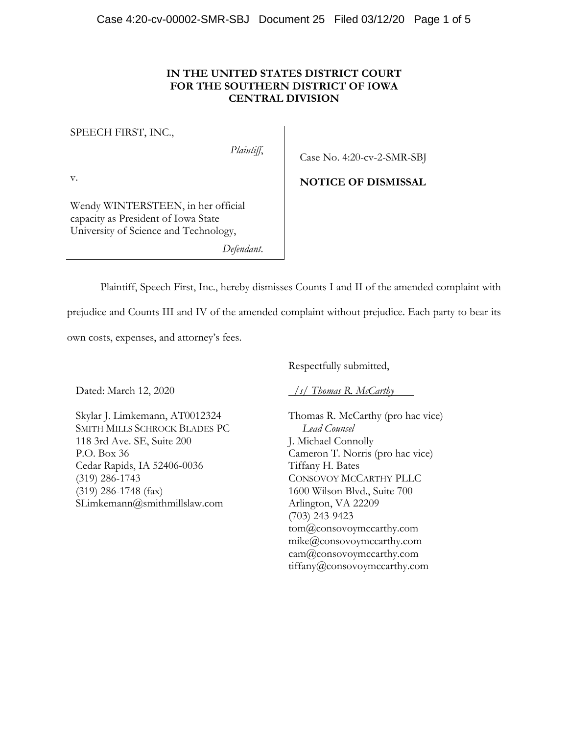**IN THE UNITED STATES DISTRICT COURT**
**FOR THE SOUTHERN DISTRICT OF IOWA**
**CENTRAL DIVISION**

SPEECH FIRST, INC.,

*Plaintiff*,

v.

Wendy WINTERSTEEN, in her official capacity as President of Iowa State University of Science and Technology,

*Defendant*.

Case No. 4:20-cv-2-SMR-SBJ

**NOTICE OF DISMISSAL**

Plaintiff, Speech First, Inc., hereby dismisses Counts I and II of the amended complaint with prejudice and Counts III and IV of the amended complaint without prejudice. Each party to bear its own costs, expenses, and attorney's fees.

Respectfully submitted,

Dated: March 12, 2020

*/s/ Thomas R. McCarthy*

Skylar J. Limkemann, AT0012324
SMITH MILLS SCHROCK BLADES PC
118 3rd Ave. SE, Suite 200
P.O. Box 36
Cedar Rapids, IA 52406-0036
(319) 286-1743
(319) 286-1748 (fax)
SLimkemann@smithmillslaw.com

Thomas R. McCarthy (pro hac vice)
*Lead Counsel*
J. Michael Connolly
Cameron T. Norris (pro hac vice)
Tiffany H. Bates
CONSOVOY MCCARTHY PLLC
1600 Wilson Blvd., Suite 700
Arlington, VA 22209
(703) 243-9423
tom@consovoymccarthy.com
mike@consovoymccarthy.com
cam@consovoymccarthy.com
tiffany@consovoymccarthy.com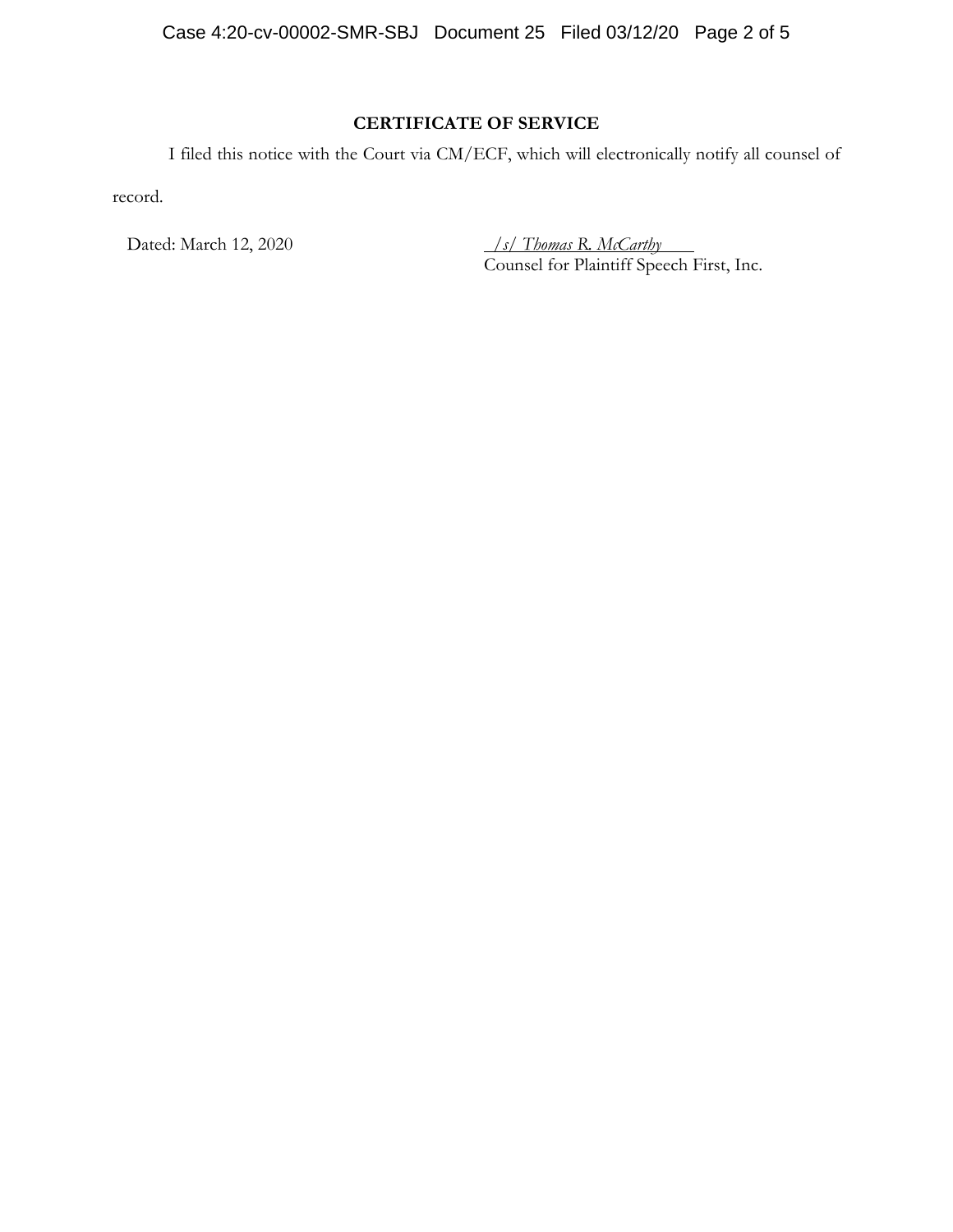## CERTIFICATE OF SERVICE

I filed this notice with the Court via CM/ECF, which will electronically notify all counsel of record.

Dated: March 12, 2020

*/s/ Thomas R. McCarthy*
Counsel for Plaintiff Speech First, Inc.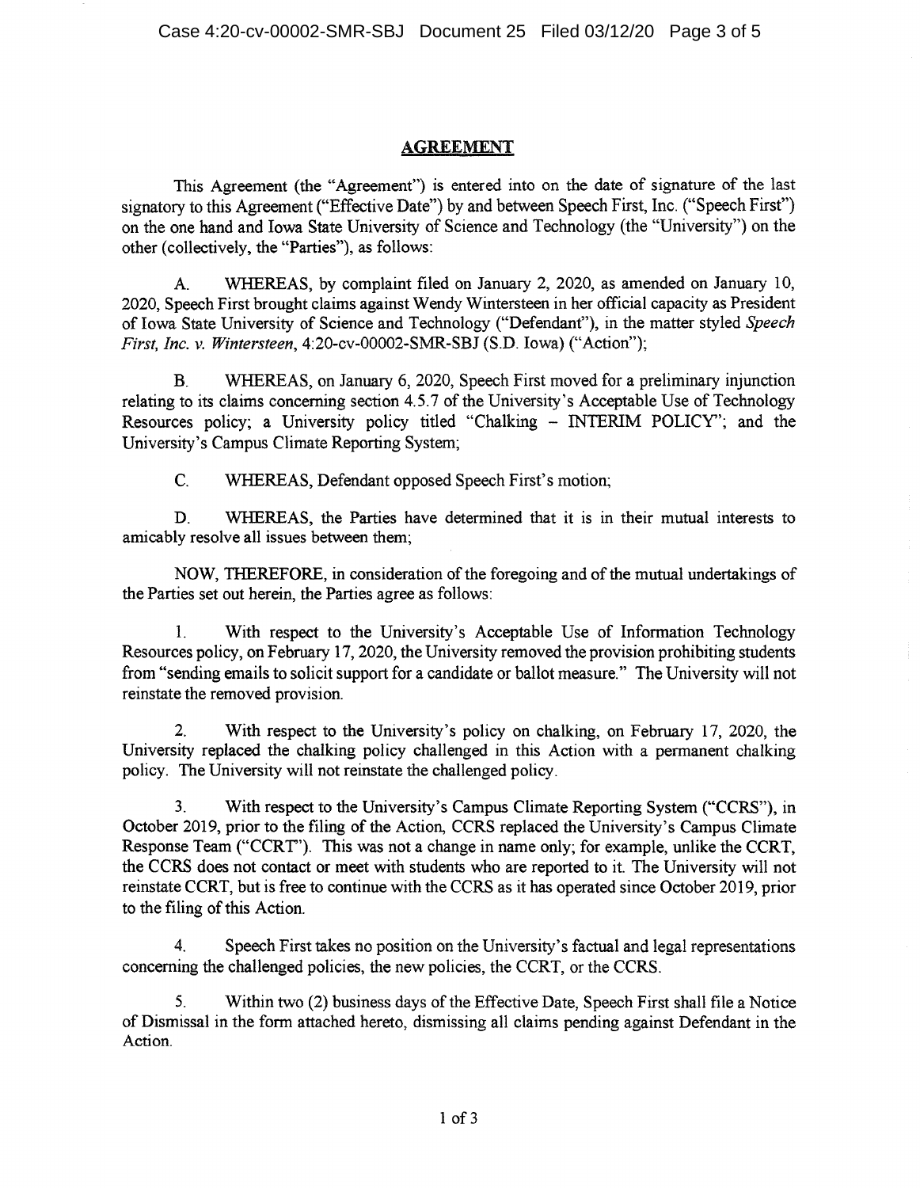# AGREEMENT

This Agreement (the "Agreement") is entered into on the date of signature of the last signatory to this Agreement ("Effective Date") by and between Speech First, Inc. ("Speech First") on the one hand and Iowa State University of Science and Technology (the "University") on the other (collectively, the "Parties"), as follows:

A. WHEREAS, by complaint filed on January 2, 2020, as amended on January 10, 2020, Speech First brought claims against Wendy Wintersteen in her official capacity as President of Iowa State University of Science and Technology ("Defendant"), in the matter styled *Speech First, Inc. v. Wintersteen*, 4:20-cv-00002-SMR-SBJ (S.D. Iowa) ("Action");

B. WHEREAS, on January 6, 2020, Speech First moved for a preliminary injunction relating to its claims concerning section 4.5.7 of the University's Acceptable Use of Technology Resources policy; a University policy titled "Chalking – INTERIM POLICY"; and the University's Campus Climate Reporting System;

C. WHEREAS, Defendant opposed Speech First's motion;

D. WHEREAS, the Parties have determined that it is in their mutual interests to amicably resolve all issues between them;

NOW, THEREFORE, in consideration of the foregoing and of the mutual undertakings of the Parties set out herein, the Parties agree as follows:

1. With respect to the University's Acceptable Use of Information Technology Resources policy, on February 17, 2020, the University removed the provision prohibiting students from "sending emails to solicit support for a candidate or ballot measure." The University will not reinstate the removed provision.

2. With respect to the University's policy on chalking, on February 17, 2020, the University replaced the chalking policy challenged in this Action with a permanent chalking policy. The University will not reinstate the challenged policy.

3. With respect to the University's Campus Climate Reporting System ("CCRS"), in October 2019, prior to the filing of the Action, CCRS replaced the University's Campus Climate Response Team ("CCRT"). This was not a change in name only; for example, unlike the CCRT, the CCRS does not contact or meet with students who are reported to it. The University will not reinstate CCRT, but is free to continue with the CCRS as it has operated since October 2019, prior to the filing of this Action.

4. Speech First takes no position on the University's factual and legal representations concerning the challenged policies, the new policies, the CCRT, or the CCRS.

5. Within two (2) business days of the Effective Date, Speech First shall file a Notice of Dismissal in the form attached hereto, dismissing all claims pending against Defendant in the Action.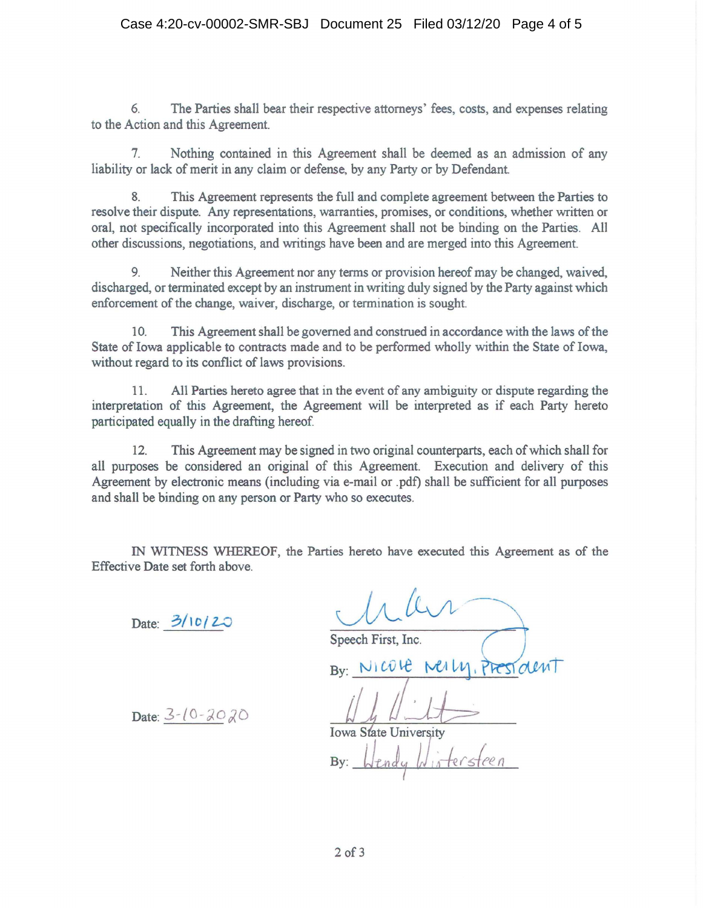6. The Parties shall bear their respective attorneys' fees, costs, and expenses relating to the Action and this Agreement.

7. Nothing contained in this Agreement shall be deemed as an admission of any liability or lack of merit in any claim or defense, by any Party or by Defendant.

8. This Agreement represents the full and complete agreement between the Parties to resolve their dispute. Any representations, warranties, promises, or conditions, whether written or oral, not specifically incorporated into this Agreement shall not be binding on the Parties. All other discussions, negotiations, and writings have been and are merged into this Agreement.

9. Neither this Agreement nor any terms or provision hereof may be changed, waived, discharged, or terminated except by an instrument in writing duly signed by the Party against which enforcement of the change, waiver, discharge, or termination is sought.

10. This Agreement shall be governed and construed in accordance with the laws of the State of Iowa applicable to contracts made and to be performed wholly within the State of Iowa, without regard to its conflict of laws provisions.

11. All Parties hereto agree that in the event of any ambiguity or dispute regarding the interpretation of this Agreement, the Agreement will be interpreted as if each Party hereto participated equally in the drafting hereof.

12. This Agreement may be signed in two original counterparts, each of which shall for all purposes be considered an original of this Agreement. Execution and delivery of this Agreement by electronic means (including via e-mail or .pdf) shall be sufficient for all purposes and shall be binding on any person or Party who so executes.

IN WITNESS WHEREOF, the Parties hereto have executed this Agreement as of the Effective Date set forth above.

Date: 3/10/20

Speech First, Inc.

By: Nicole Neily, President

Date: 3-10-2020

Iowa State University

By: Wendy Wintersteen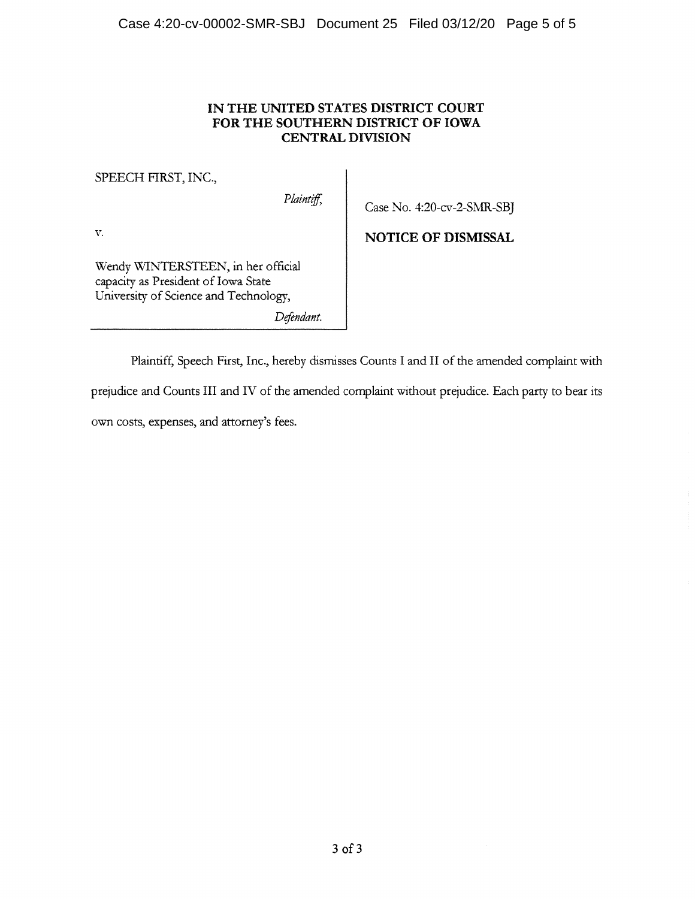**IN THE UNITED STATES DISTRICT COURT**
**FOR THE SOUTHERN DISTRICT OF IOWA**
**CENTRAL DIVISION**

| | |
|---|---|
| SPEECH FIRST, INC., *Plaintiff*, v. Wendy WINTERSTEEN, in her official capacity as President of Iowa State University of Science and Technology, *Defendant*. | Case No. 4:20-cv-2-SMR-SBJ **NOTICE OF DISMISSAL** |

Plaintiff, Speech First, Inc., hereby dismisses Counts I and II of the amended complaint with prejudice and Counts III and IV of the amended complaint without prejudice. Each party to bear its own costs, expenses, and attorney's fees.